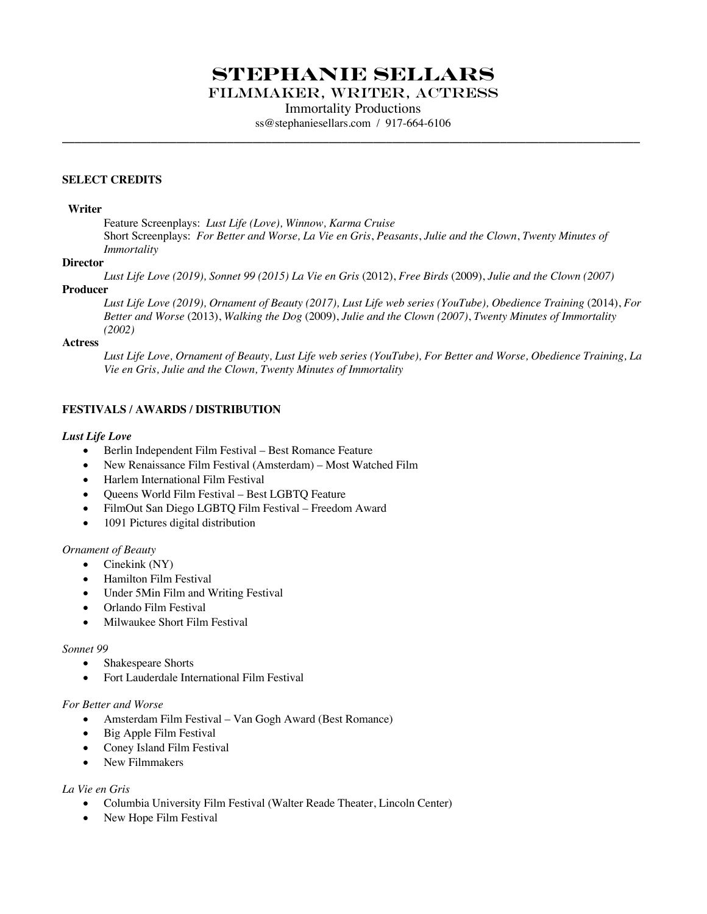# STEPHANIE SELLARS

## FILMMAKER, WRITER, ACTRESS

Immortality Productions

ss@stephaniesellars.com / 917-664-6106

---

**SELECT CREDITS**

**Writer**

Feature Screenplays: *Lust Life (Love), Winnow, Karma Cruise*

Short Screenplays: *For Better and Worse, La Vie en Gris*, *Peasants*, *Julie and the Clown*, *Twenty Minutes of Immortality*

**Director**

*Lust Life Love (2019), Sonnet 99 (2015) La Vie en Gris* (2012), *Free Birds* (2009), *Julie and the Clown (2007)*

**Producer**

*Lust Life Love (2019), Ornament of Beauty (2017), Lust Life web series (YouTube), Obedience Training* (2014), *For Better and Worse* (2013), *Walking the Dog* (2009), *Julie and the Clown (2007)*, *Twenty Minutes of Immortality (2002)*

**Actress**

*Lust Life Love, Ornament of Beauty, Lust Life web series (YouTube), For Better and Worse, Obedience Training, La Vie en Gris, Julie and the Clown, Twenty Minutes of Immortality*

**FESTIVALS / AWARDS / DISTRIBUTION**

***Lust Life Love***

- Berlin Independent Film Festival – Best Romance Feature
- New Renaissance Film Festival (Amsterdam) – Most Watched Film
- Harlem International Film Festival
- Queens World Film Festival – Best LGBTQ Feature
- FilmOut San Diego LGBTQ Film Festival – Freedom Award
- 1091 Pictures digital distribution

*Ornament of Beauty*

- Cinekink (NY)
- Hamilton Film Festival
- Under 5Min Film and Writing Festival
- Orlando Film Festival
- Milwaukee Short Film Festival

*Sonnet 99*

- Shakespeare Shorts
- Fort Lauderdale International Film Festival

*For Better and Worse*

- Amsterdam Film Festival – Van Gogh Award (Best Romance)
- Big Apple Film Festival
- Coney Island Film Festival
- New Filmmakers

*La Vie en Gris*

- Columbia University Film Festival (Walter Reade Theater, Lincoln Center)
- New Hope Film Festival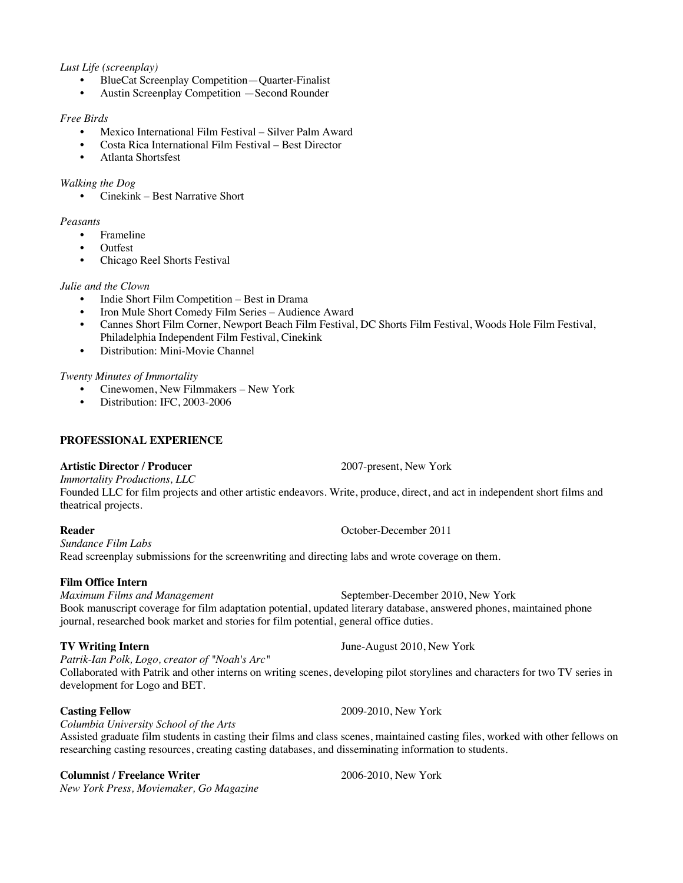*Lust Life (screenplay)*

- BlueCat Screenplay Competition—Quarter-Finalist
- Austin Screenplay Competition —Second Rounder

*Free Birds*

- Mexico International Film Festival – Silver Palm Award
- Costa Rica International Film Festival – Best Director
- Atlanta Shortsfest

*Walking the Dog*

- Cinekink – Best Narrative Short

*Peasants*

- Frameline
- Outfest
- Chicago Reel Shorts Festival

*Julie and the Clown*

- Indie Short Film Competition – Best in Drama
- Iron Mule Short Comedy Film Series – Audience Award
- Cannes Short Film Corner, Newport Beach Film Festival, DC Shorts Film Festival, Woods Hole Film Festival, Philadelphia Independent Film Festival, Cinekink
- Distribution: Mini-Movie Channel

*Twenty Minutes of Immortality*

- Cinewomen, New Filmmakers – New York
- Distribution: IFC, 2003-2006

## PROFESSIONAL EXPERIENCE

**Artistic Director / Producer** 2007-present, New York
*Immortality Productions, LLC*
Founded LLC for film projects and other artistic endeavors. Write, produce, direct, and act in independent short films and theatrical projects.

**Reader** October-December 2011
*Sundance Film Labs*
Read screenplay submissions for the screenwriting and directing labs and wrote coverage on them.

**Film Office Intern**
*Maximum Films and Management* September-December 2010, New York
Book manuscript coverage for film adaptation potential, updated literary database, answered phones, maintained phone journal, researched book market and stories for film potential, general office duties.

**TV Writing Intern** June-August 2010, New York
*Patrik-Ian Polk, Logo, creator of "Noah's Arc"*
Collaborated with Patrik and other interns on writing scenes, developing pilot storylines and characters for two TV series in development for Logo and BET.

**Casting Fellow** 2009-2010, New York
*Columbia University School of the Arts*
Assisted graduate film students in casting their films and class scenes, maintained casting files, worked with other fellows on researching casting resources, creating casting databases, and disseminating information to students.

**Columnist / Freelance Writer** 2006-2010, New York
*New York Press, Moviemaker, Go Magazine*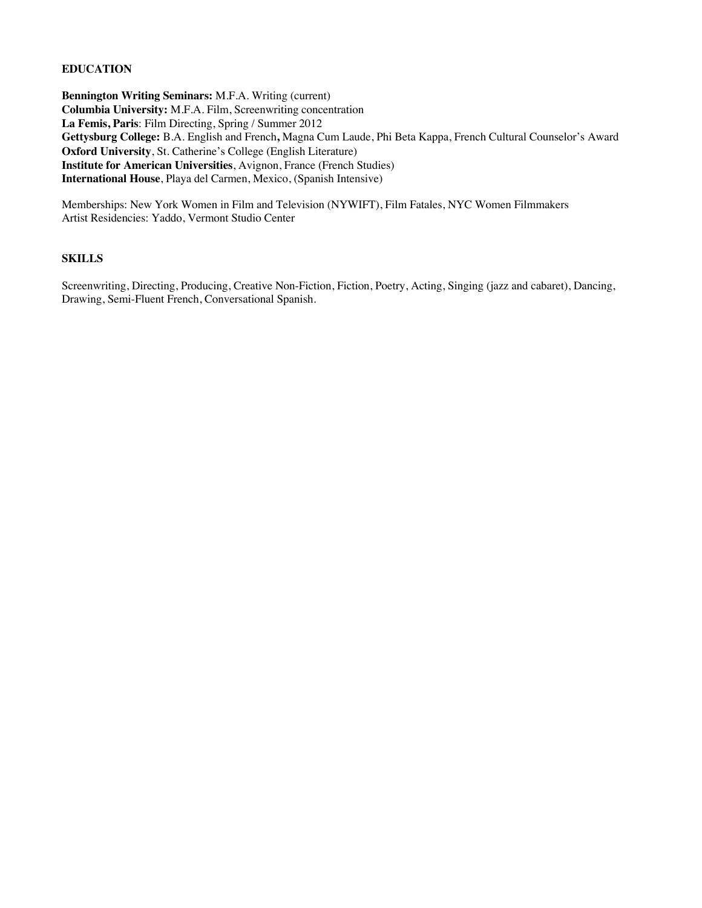## EDUCATION

**Bennington Writing Seminars:** M.F.A. Writing (current)
**Columbia University:** M.F.A. Film, Screenwriting concentration
**La Femis, Paris**: Film Directing, Spring / Summer 2012
**Gettysburg College:** B.A. English and French**,** Magna Cum Laude, Phi Beta Kappa, French Cultural Counselor's Award
**Oxford University**, St. Catherine's College (English Literature)
**Institute for American Universities**, Avignon, France (French Studies)
**International House**, Playa del Carmen, Mexico, (Spanish Intensive)

Memberships: New York Women in Film and Television (NYWIFT), Film Fatales, NYC Women Filmmakers
Artist Residencies: Yaddo, Vermont Studio Center

## SKILLS

Screenwriting, Directing, Producing, Creative Non-Fiction, Fiction, Poetry, Acting, Singing (jazz and cabaret), Dancing, Drawing, Semi-Fluent French, Conversational Spanish.